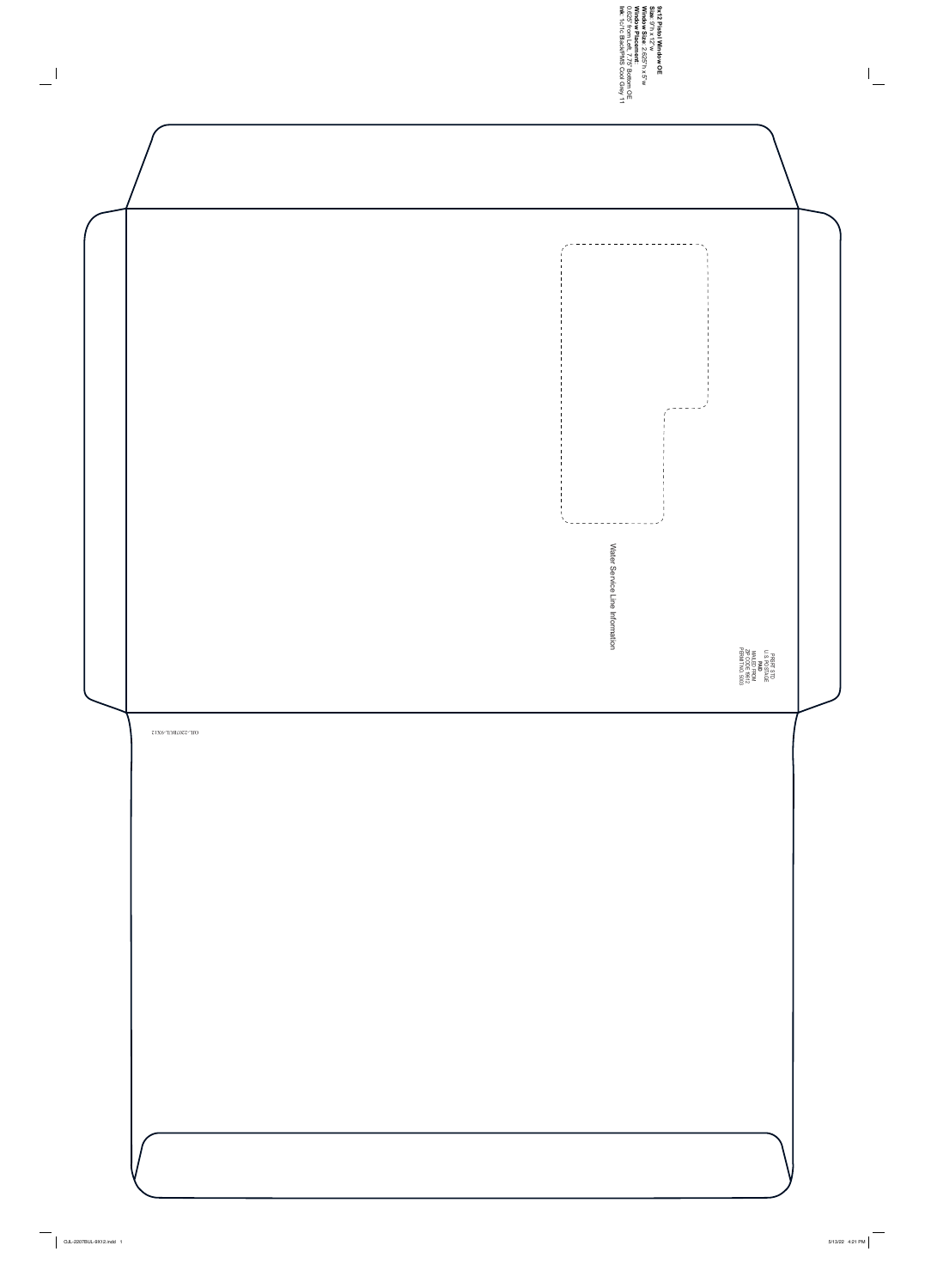**9x12 Plain Window OE**
**Size:** 9"h x 12"w
**Window Size:** 2.625"h x 5"w
**Window Placement:**
0.625" from Left; 7.75" Bottom OE
**Ink:** 1c/1c Black/PMS Cool Grey 11

Water Service Line Information

PRSRT STD
U.S. POSTAGE
PAID
MAILED FROM
ZIP CODE 19612
PERMIT NO. 5003

CUL-2207BUL-9X12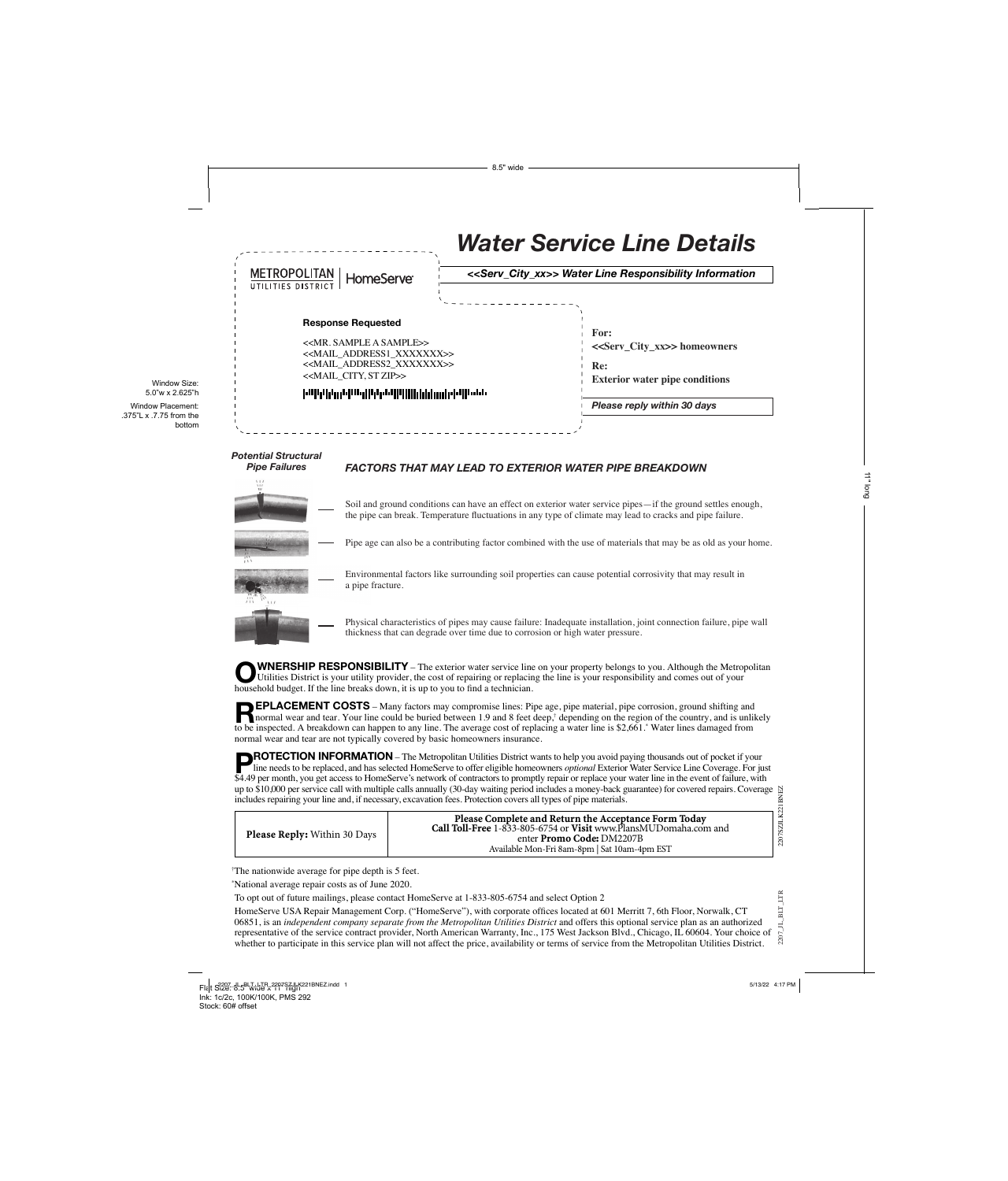# Water Service Line Details

METROPOLITAN UTILITIES DISTRICT | HomeServe

***<<Serv_City_xx>> Water Line Responsibility Information***

**Response Requested**

<<MR. SAMPLE A SAMPLE>>
<<MAIL_ADDRESS1_XXXXXXX>>
<<MAIL_ADDRESS2_XXXXXXX>>
<<MAIL_CITY, ST ZIP>>

**For:**
**<<Serv_City_xx>> homeowners**

**Re:**
**Exterior water pipe conditions**

***Please reply within 30 days***

***Potential Structural Pipe Failures***

### *FACTORS THAT MAY LEAD TO EXTERIOR WATER PIPE BREAKDOWN*

- Soil and ground conditions can have an effect on exterior water service pipes—if the ground settles enough, the pipe can break. Temperature fluctuations in any type of climate may lead to cracks and pipe failure.
- Pipe age can also be a contributing factor combined with the use of materials that may be as old as your home.
- Environmental factors like surrounding soil properties can cause potential corrosivity that may result in a pipe fracture.
- Physical characteristics of pipes may cause failure: Inadequate installation, joint connection failure, pipe wall thickness that can degrade over time due to corrosion or high water pressure.

**OWNERSHIP RESPONSIBILITY** – The exterior water service line on your property belongs to you. Although the Metropolitan Utilities District is your utility provider, the cost of repairing or replacing the line is your responsibility and comes out of your household budget. If the line breaks down, it is up to you to find a technician.

**REPLACEMENT COSTS** – Many factors may compromise lines: Pipe age, pipe material, pipe corrosion, ground shifting and normal wear and tear. Your line could be buried between 1.9 and 8 feet deep,[†] depending on the region of the country, and is unlikely to be inspected. A breakdown can happen to any line. The average cost of replacing a water line is $2,661.[*] Water lines damaged from normal wear and tear are not typically covered by basic homeowners insurance.

**PROTECTION INFORMATION** – The Metropolitan Utilities District wants to help you avoid paying thousands out of pocket if your line needs to be replaced, and has selected HomeServe to offer eligible homeowners *optional* Exterior Water Service Line Coverage. For just $4.49 per month, you get access to HomeServe's network of contractors to promptly repair or replace your water line in the event of failure, with up to $10,000 per service call with multiple calls annually (30-day waiting period includes a money-back guarantee) for covered repairs. Coverage includes repairing your line and, if necessary, excavation fees. Protection covers all types of pipe materials.

| **Please Reply:** Within 30 Days | **Please Complete and Return the Acceptance Form Today**<br>**Call Toll-Free** 1-833-805-6754 or **Visit** www.PlansMUDomaha.com and enter **Promo Code:** DM2207B<br>Available Mon-Fri 8am-8pm \| Sat 10am-4pm EST |
|---|---|

[†]The nationwide average for pipe depth is 5 feet.

[*]National average repair costs as of June 2020.

To opt out of future mailings, please contact HomeServe at 1-833-805-6754 and select Option 2

HomeServe USA Repair Management Corp. ("HomeServe"), with corporate offices located at 601 Merritt 7, 6th Floor, Norwalk, CT 06851, is an *independent company separate from the Metropolitan Utilities District* and offers this optional service plan as an authorized representative of the service contract provider, North American Warranty, Inc., 175 West Jackson Blvd., Chicago, IL 60604. Your choice of whether to participate in this service plan will not affect the price, availability or terms of service from the Metropolitan Utilities District.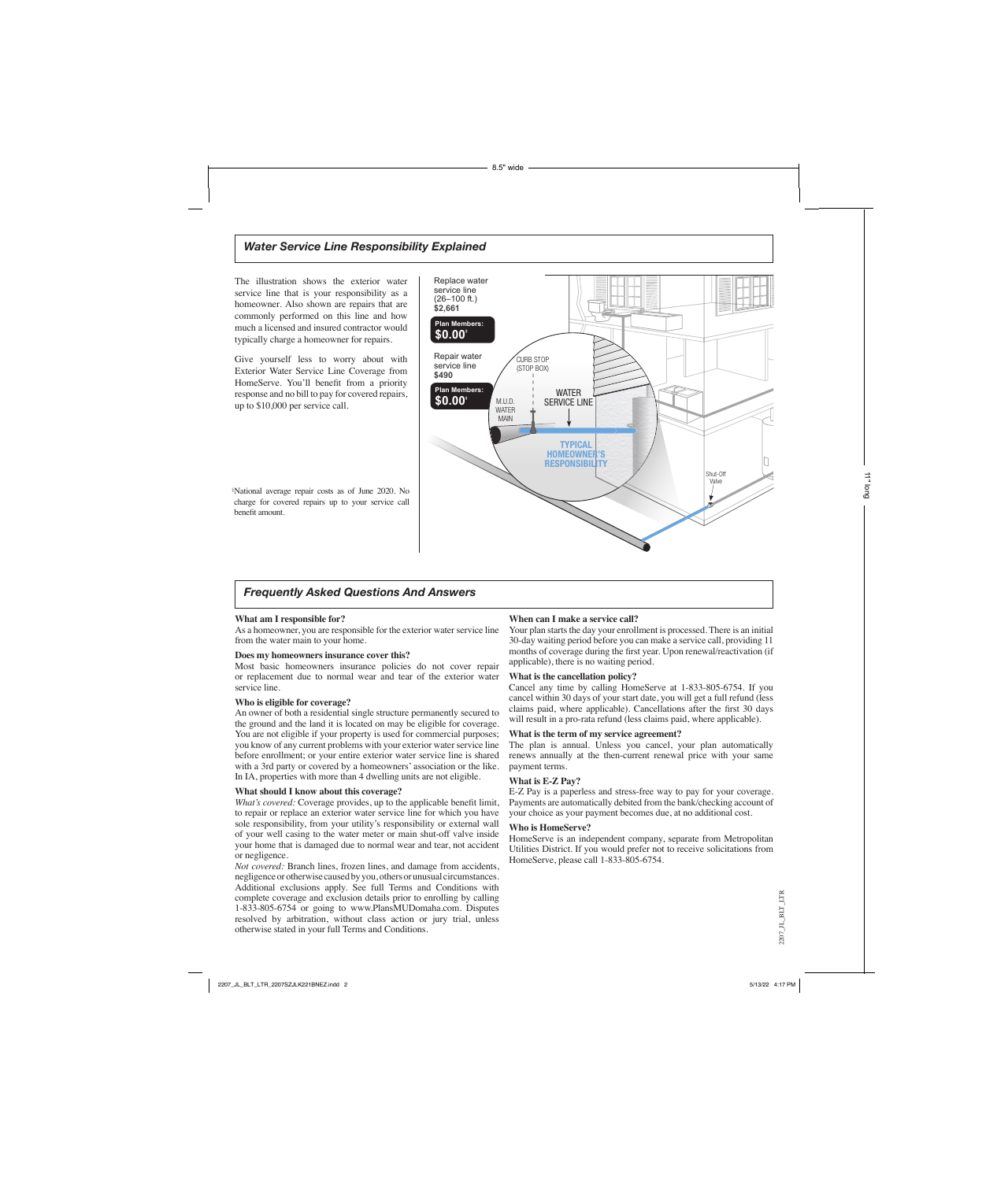## *Water Service Line Responsibility Explained*

The illustration shows the exterior water service line that is your responsibility as a homeowner. Also shown are repairs that are commonly performed on this line and how much a licensed and insured contractor would typically charge a homeowner for repairs.

Give yourself less to worry about with Exterior Water Service Line Coverage from HomeServe. You'll benefit from a priority response and no bill to pay for covered repairs, up to $10,000 per service call.

Replace water service line (26–100 ft.)
**$2,661**

**Plan Members: $0.00‡**

Repair water service line
**$490**

**Plan Members: $0.00‡**

CURB STOP (STOP BOX)

M.U.D. WATER MAIN

WATER SERVICE LINE

**TYPICAL HOMEOWNER'S RESPONSIBILITY**

Shut-Off Valve

‡National average repair costs as of June 2020. No charge for covered repairs up to your service call benefit amount.

## *Frequently Asked Questions And Answers*

**What am I responsible for?**
As a homeowner, you are responsible for the exterior water service line from the water main to your home.

**Does my homeowners insurance cover this?**
Most basic homeowners insurance policies do not cover repair or replacement due to normal wear and tear of the exterior water service line.

**Who is eligible for coverage?**
An owner of both a residential single structure permanently secured to the ground and the land it is located on may be eligible for coverage. You are not eligible if your property is used for commercial purposes; you know of any current problems with your exterior water service line before enrollment; or your entire exterior water service line is shared with a 3rd party or covered by a homeowners' association or the like. In IA, properties with more than 4 dwelling units are not eligible.

**What should I know about this coverage?**
*What's covered:* Coverage provides, up to the applicable benefit limit, to repair or replace an exterior water service line for which you have sole responsibility, from your utility's responsibility or external wall of your well casing to the water meter or main shut-off valve inside your home that is damaged due to normal wear and tear, not accident or negligence.
*Not covered:* Branch lines, frozen lines, and damage from accidents, negligence or otherwise caused by you, others or unusual circumstances. Additional exclusions apply. See full Terms and Conditions with complete coverage and exclusion details prior to enrolling by calling 1-833-805-6754 or going to www.PlansMUDomaha.com. Disputes resolved by arbitration, without class action or jury trial, unless otherwise stated in your full Terms and Conditions.

**When can I make a service call?**
Your plan starts the day your enrollment is processed. There is an initial 30-day waiting period before you can make a service call, providing 11 months of coverage during the first year. Upon renewal/reactivation (if applicable), there is no waiting period.

**What is the cancellation policy?**
Cancel any time by calling HomeServe at 1-833-805-6754. If you cancel within 30 days of your start date, you will get a full refund (less claims paid, where applicable). Cancellations after the first 30 days will result in a pro-rata refund (less claims paid, where applicable).

**What is the term of my service agreement?**
The plan is annual. Unless you cancel, your plan automatically renews annually at the then-current renewal price with your same payment terms.

**What is E-Z Pay?**
E-Z Pay is a paperless and stress-free way to pay for your coverage. Payments are automatically debited from the bank/checking account of your choice as your payment becomes due, at no additional cost.

**Who is HomeServe?**
HomeServe is an independent company, separate from Metropolitan Utilities District. If you would prefer not to receive solicitations from HomeServe, please call 1-833-805-6754.

2207_JL_BLT_LTR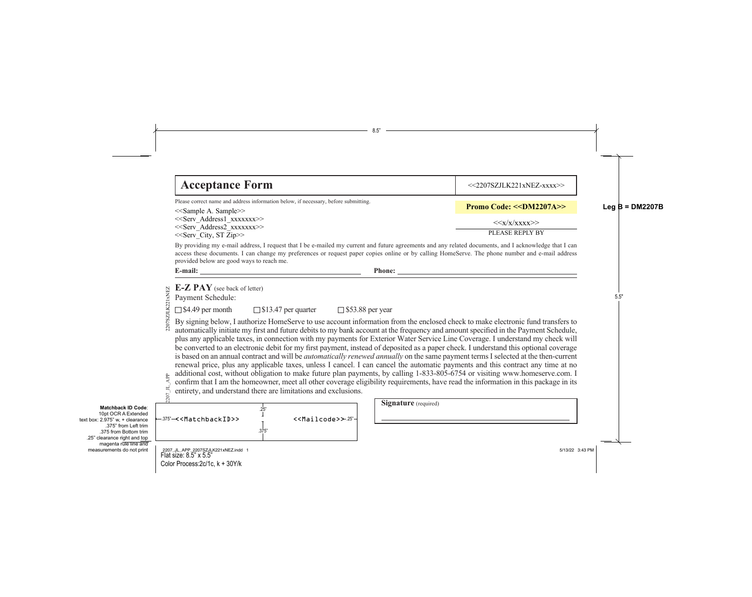# Acceptance Form

<<2207SZJLK221xNEZ-xxxx>>

Please correct name and address information below, if necessary, before submitting.

<<Sample A. Sample>>
<<Serv_Address1_xxxxxxx>>
<<Serv_Address2_xxxxxxx>>
<<Serv_City, ST Zip>>

**Promo Code: <<DM2207A>>**

<<x/x/xxxx>>
PLEASE REPLY BY

By providing my e-mail address, I request that I be e-mailed my current and future agreements and any related documents, and I acknowledge that I can access these documents. I can change my preferences or request paper copies online or by calling HomeServe. The phone number and e-mail address provided below are good ways to reach me.

**E-mail:** ______________________________ **Phone:** ______________________________

## E-Z PAY (see back of letter)

Payment Schedule:

☐ $4.49 per month ☐ $13.47 per quarter ☐ $53.88 per year

By signing below, I authorize HomeServe to use account information from the enclosed check to make electronic fund transfers to automatically initiate my first and future debits to my bank account at the frequency and amount specified in the Payment Schedule, plus any applicable taxes, in connection with my payments for Exterior Water Service Line Coverage. I understand my check will be converted to an electronic debit for my first payment, instead of deposited as a paper check. I understand this optional coverage is based on an annual contract and will be *automatically renewed annually* on the same payment terms I selected at the then-current renewal price, plus any applicable taxes, unless I cancel. I can cancel the automatic payments and this contract any time at no additional cost, without obligation to make future plan payments, by calling 1-833-805-6754 or visiting www.homeserve.com. I confirm that I am the homeowner, meet all other coverage eligibility requirements, have read the information in this package in its entirety, and understand there are limitations and exclusions.

<<MatchbackID>> <<Mailcode>>

**Signature** (required)

______________________________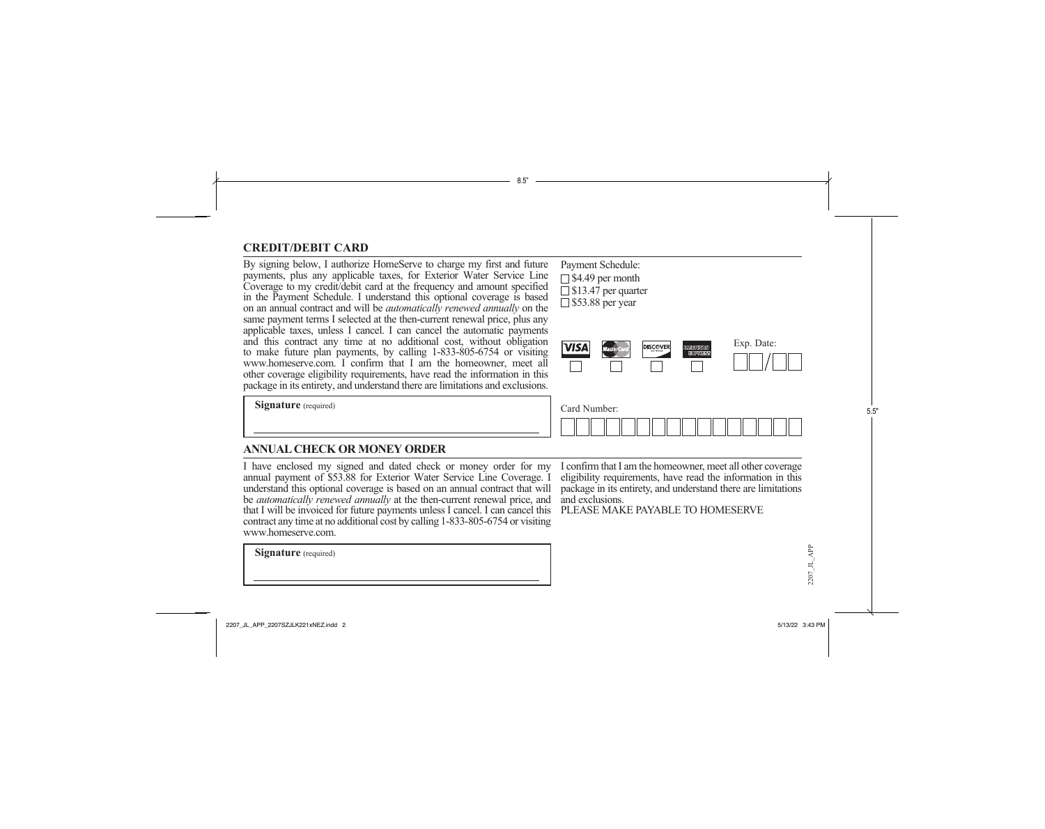## CREDIT/DEBIT CARD

By signing below, I authorize HomeServe to charge my first and future payments, plus any applicable taxes, for Exterior Water Service Line Coverage to my credit/debit card at the frequency and amount specified in the Payment Schedule. I understand this optional coverage is based on an annual contract and will be *automatically renewed annually* on the same payment terms I selected at the then-current renewal price, plus any applicable taxes, unless I cancel. I can cancel the automatic payments and this contract any time at no additional cost, without obligation to make future plan payments, by calling 1-833-805-6754 or visiting www.homeserve.com. I confirm that I am the homeowner, meet all other coverage eligibility requirements, have read the information in this package in its entirety, and understand there are limitations and exclusions.

Payment Schedule:

- ☐ $4.49 per month
- ☐ $13.47 per quarter
- ☐ $53.88 per year

☐ VISA ☐ MasterCard ☐ DISCOVER ☐ AMERICAN EXPRESS

Exp. Date: ☐☐/☐☐

**Signature** (required)

Card Number:

## ANNUAL CHECK OR MONEY ORDER

I have enclosed my signed and dated check or money order for my annual payment of $53.88 for Exterior Water Service Line Coverage. I understand this optional coverage is based on an annual contract that will be *automatically renewed annually* at the then-current renewal price, and that I will be invoiced for future payments unless I cancel. I can cancel this contract any time at no additional cost by calling 1-833-805-6754 or visiting www.homeserve.com.

I confirm that I am the homeowner, meet all other coverage eligibility requirements, have read the information in this package in its entirety, and understand there are limitations and exclusions.

PLEASE MAKE PAYABLE TO HOMESERVE

**Signature** (required)

2207_JL_APP